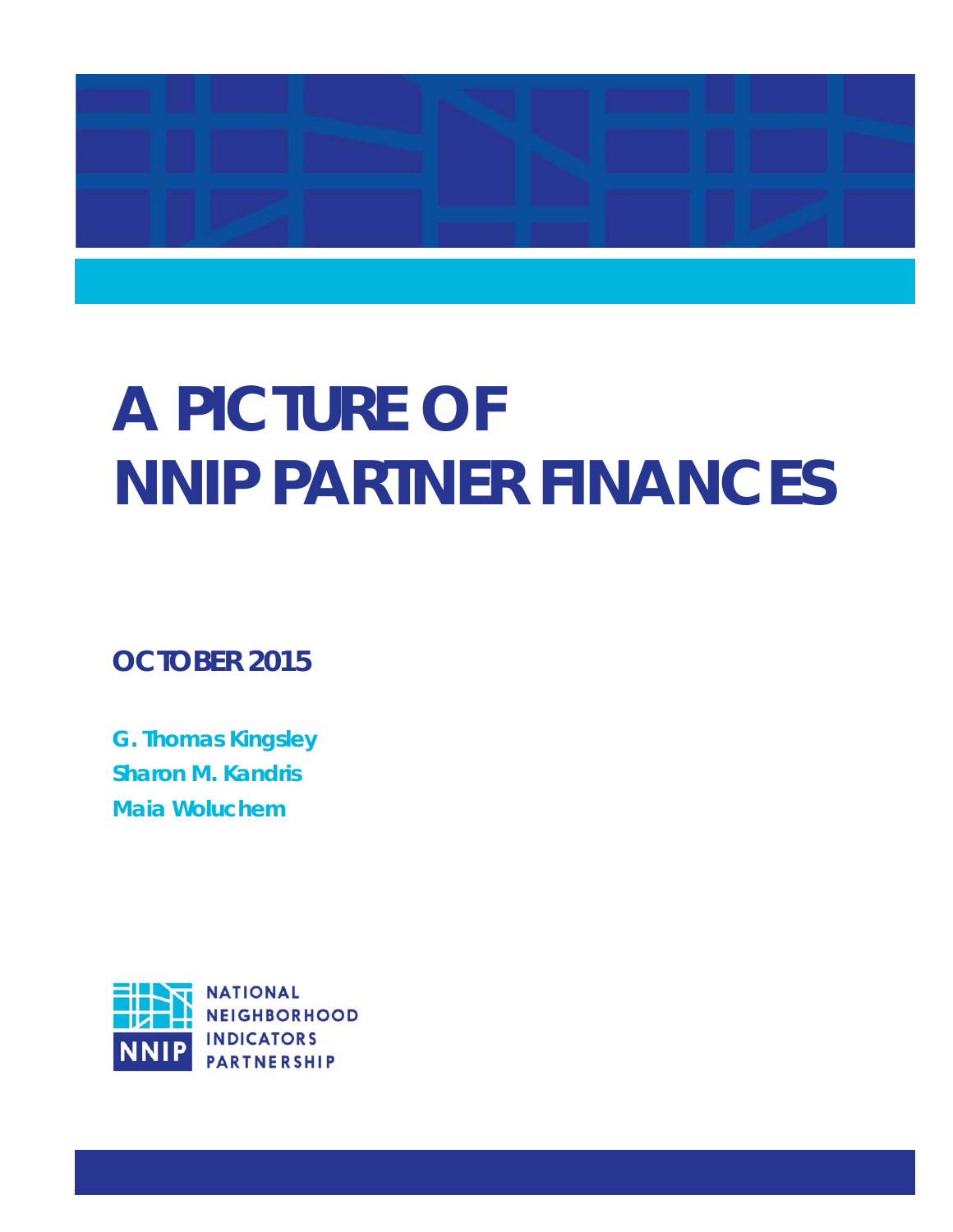# A PICTURE OF NNIP PARTNER FINANCES

**OCTOBER 2015**

**G. Thomas Kingsley**
**Sharon M. Kandris**
**Maia Woluchem**

NNIP NATIONAL NEIGHBORHOOD INDICATORS PARTNERSHIP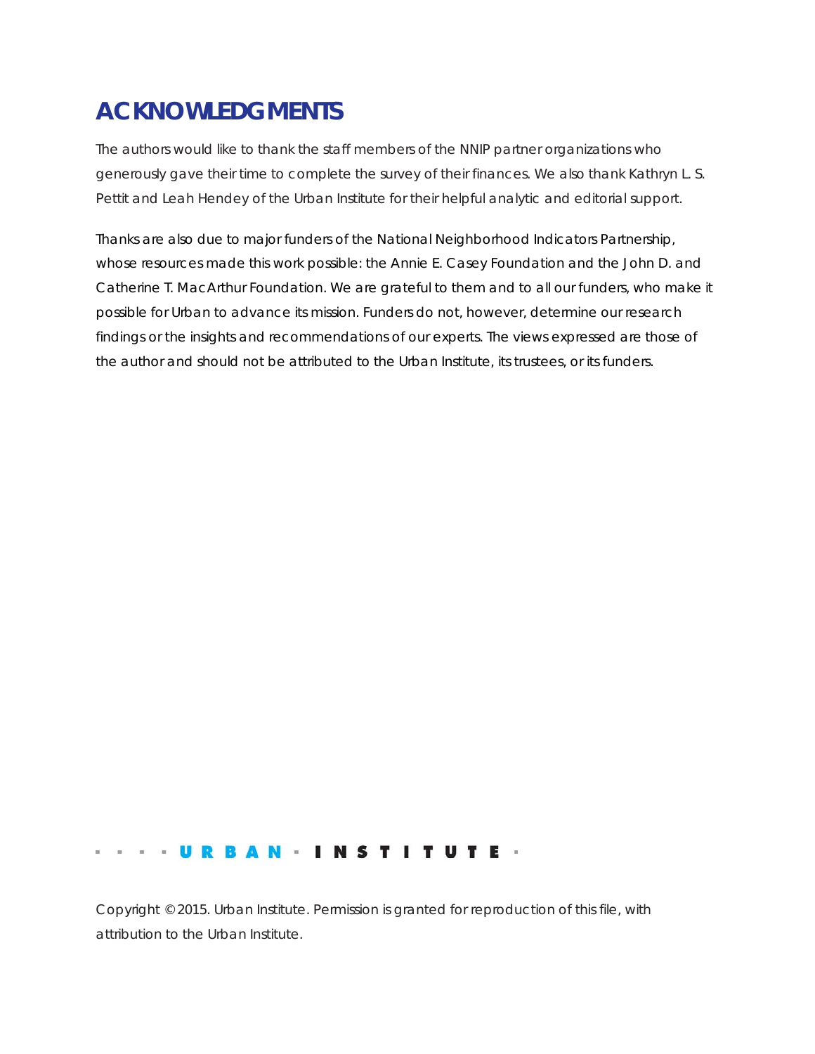# ACKNOWLEDGMENTS

The authors would like to thank the staff members of the NNIP partner organizations who generously gave their time to complete the survey of their finances. We also thank Kathryn L. S. Pettit and Leah Hendey of the Urban Institute for their helpful analytic and editorial support.

Thanks are also due to major funders of the National Neighborhood Indicators Partnership, whose resources made this work possible: the Annie E. Casey Foundation and the John D. and Catherine T. MacArthur Foundation. We are grateful to them and to all our funders, who make it possible for Urban to advance its mission. Funders do not, however, determine our research findings or the insights and recommendations of our experts. The views expressed are those of the author and should not be attributed to the Urban Institute, its trustees, or its funders.

URBAN INSTITUTE

Copyright © 2015. Urban Institute. Permission is granted for reproduction of this file, with attribution to the Urban Institute.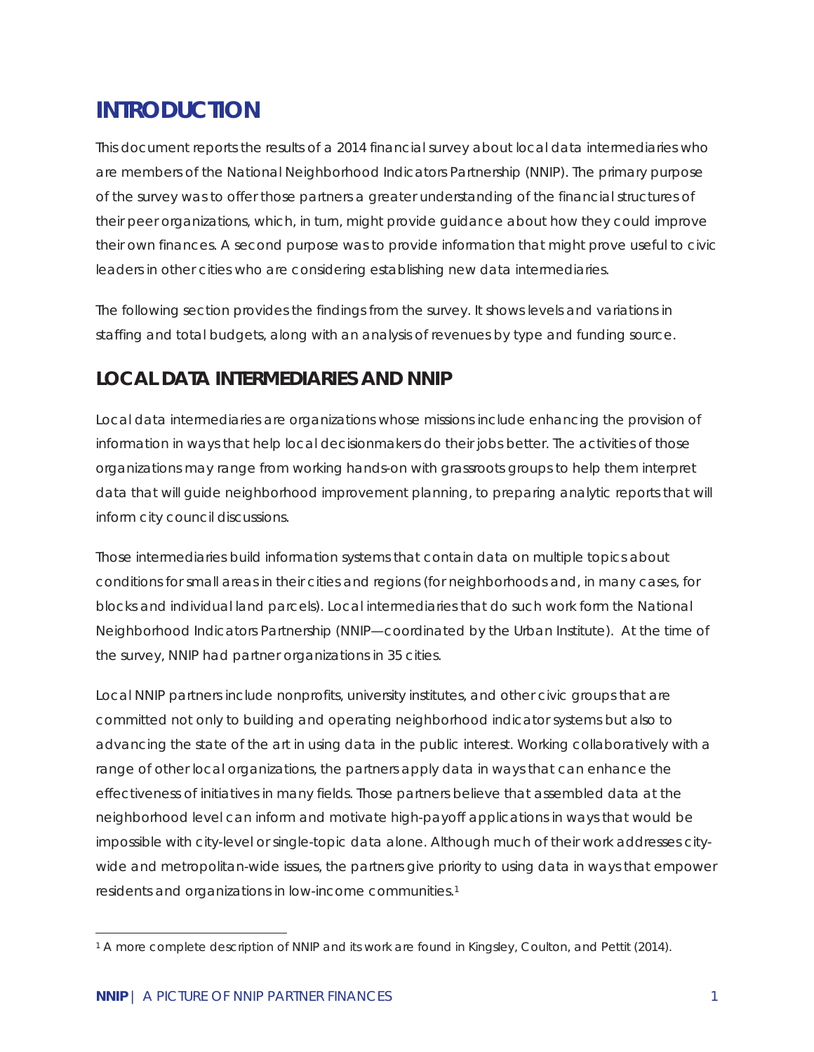# INTRODUCTION

This document reports the results of a 2014 financial survey about local data intermediaries who are members of the National Neighborhood Indicators Partnership (NNIP). The primary purpose of the survey was to offer those partners a greater understanding of the financial structures of their peer organizations, which, in turn, might provide guidance about how they could improve their own finances. A second purpose was to provide information that might prove useful to civic leaders in other cities who are considering establishing new data intermediaries.

The following section provides the findings from the survey. It shows levels and variations in staffing and total budgets, along with an analysis of revenues by type and funding source.

## LOCAL DATA INTERMEDIARIES AND NNIP

Local data intermediaries are organizations whose missions include enhancing the provision of information in ways that help local decisionmakers do their jobs better. The activities of those organizations may range from working hands-on with grassroots groups to help them interpret data that will guide neighborhood improvement planning, to preparing analytic reports that will inform city council discussions.

Those intermediaries build information systems that contain data on multiple topics about conditions for small areas in their cities and regions (for neighborhoods and, in many cases, for blocks and individual land parcels). Local intermediaries that do such work form the National Neighborhood Indicators Partnership (NNIP—coordinated by the Urban Institute). At the time of the survey, NNIP had partner organizations in 35 cities.

Local NNIP partners include nonprofits, university institutes, and other civic groups that are committed not only to building and operating neighborhood indicator systems but also to advancing the state of the art in using data in the public interest. Working collaboratively with a range of other local organizations, the partners apply data in ways that can enhance the effectiveness of initiatives in many fields. Those partners believe that assembled data at the neighborhood level can inform and motivate high-payoff applications in ways that would be impossible with city-level or single-topic data alone. Although much of their work addresses city-wide and metropolitan-wide issues, the partners give priority to using data in ways that empower residents and organizations in low-income communities.[1]

[1] A more complete description of NNIP and its work are found in Kingsley, Coulton, and Pettit (2014).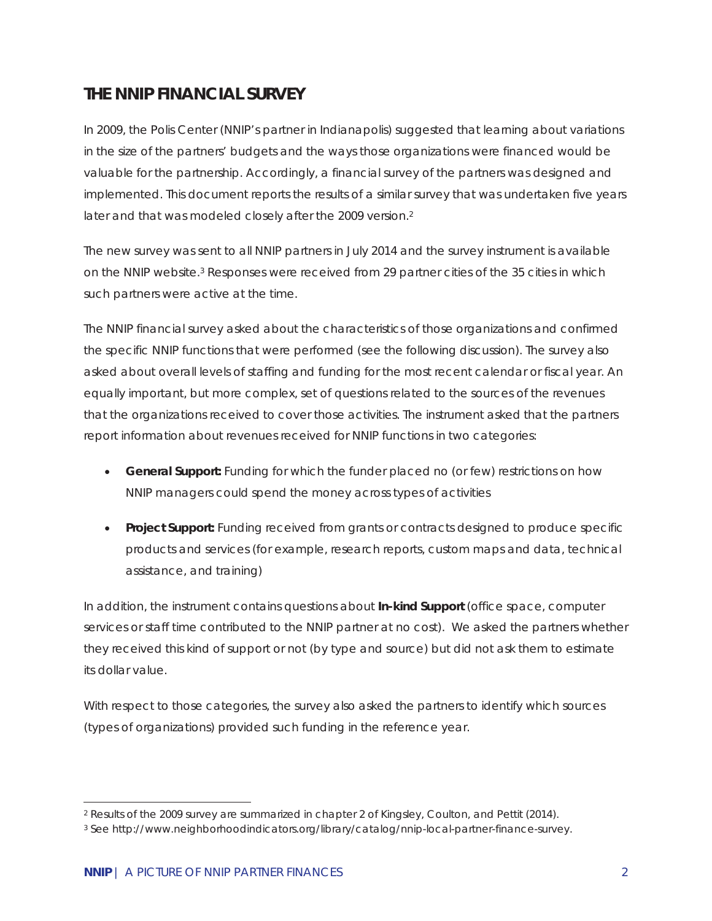## THE NNIP FINANCIAL SURVEY

In 2009, the Polis Center (NNIP's partner in Indianapolis) suggested that learning about variations in the size of the partners' budgets and the ways those organizations were financed would be valuable for the partnership. Accordingly, a financial survey of the partners was designed and implemented. This document reports the results of a similar survey that was undertaken five years later and that was modeled closely after the 2009 version.[2]

The new survey was sent to all NNIP partners in July 2014 and the survey instrument is available on the NNIP website.[3] Responses were received from 29 partner cities of the 35 cities in which such partners were active at the time.

The NNIP financial survey asked about the characteristics of those organizations and confirmed the specific NNIP functions that were performed (see the following discussion). The survey also asked about overall levels of staffing and funding for the most recent calendar or fiscal year. An equally important, but more complex, set of questions related to the sources of the revenues that the organizations received to cover those activities. The instrument asked that the partners report information about revenues received for NNIP functions in two categories:

- **General Support:** Funding for which the funder placed no (or few) restrictions on how NNIP managers could spend the money across types of activities
- **Project Support:** Funding received from grants or contracts designed to produce specific products and services (for example, research reports, custom maps and data, technical assistance, and training)

In addition, the instrument contains questions about **In-kind Support** (office space, computer services or staff time contributed to the NNIP partner at no cost). We asked the partners whether they received this kind of support or not (by type and source) but did not ask them to estimate its dollar value.

With respect to those categories, the survey also asked the partners to identify which sources (types of organizations) provided such funding in the reference year.

---

[2] Results of the 2009 survey are summarized in chapter 2 of Kingsley, Coulton, and Pettit (2014).

[3] See http://www.neighborhoodindicators.org/library/catalog/nnip-local-partner-finance-survey.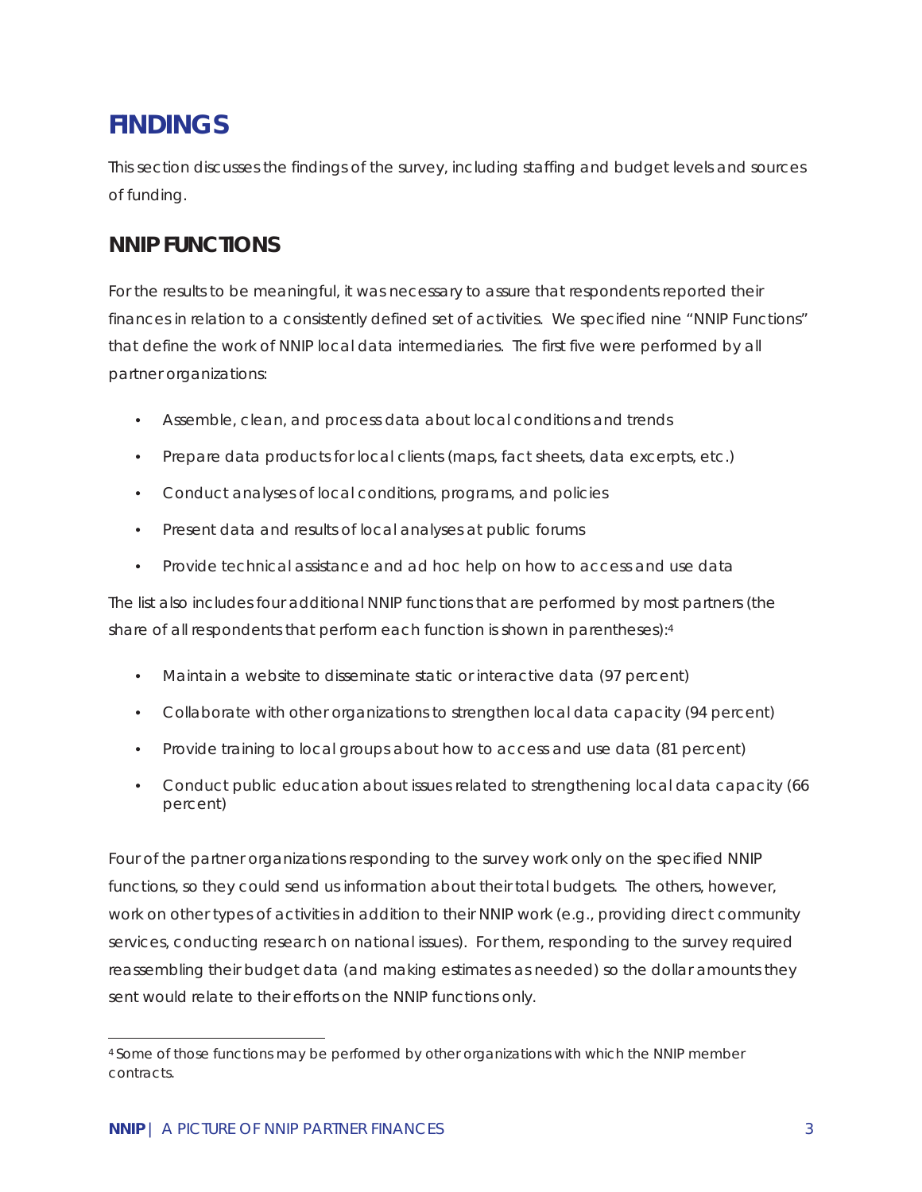# FINDINGS

This section discusses the findings of the survey, including staffing and budget levels and sources of funding.

## NNIP FUNCTIONS

For the results to be meaningful, it was necessary to assure that respondents reported their finances in relation to a consistently defined set of activities. We specified nine "NNIP Functions" that define the work of NNIP local data intermediaries. The first five were performed by all partner organizations:

- Assemble, clean, and process data about local conditions and trends
- Prepare data products for local clients (maps, fact sheets, data excerpts, etc.)
- Conduct analyses of local conditions, programs, and policies
- Present data and results of local analyses at public forums
- Provide technical assistance and ad hoc help on how to access and use data

The list also includes four additional NNIP functions that are performed by most partners (the share of all respondents that perform each function is shown in parentheses):[4]

- Maintain a website to disseminate static or interactive data (97 percent)
- Collaborate with other organizations to strengthen local data capacity (94 percent)
- Provide training to local groups about how to access and use data (81 percent)
- Conduct public education about issues related to strengthening local data capacity (66 percent)

Four of the partner organizations responding to the survey work only on the specified NNIP functions, so they could send us information about their total budgets. The others, however, work on other types of activities in addition to their NNIP work (e.g., providing direct community services, conducting research on national issues). For them, responding to the survey required reassembling their budget data (and making estimates as needed) so the dollar amounts they sent would relate to their efforts on the NNIP functions only.

[4] Some of those functions may be performed by other organizations with which the NNIP member contracts.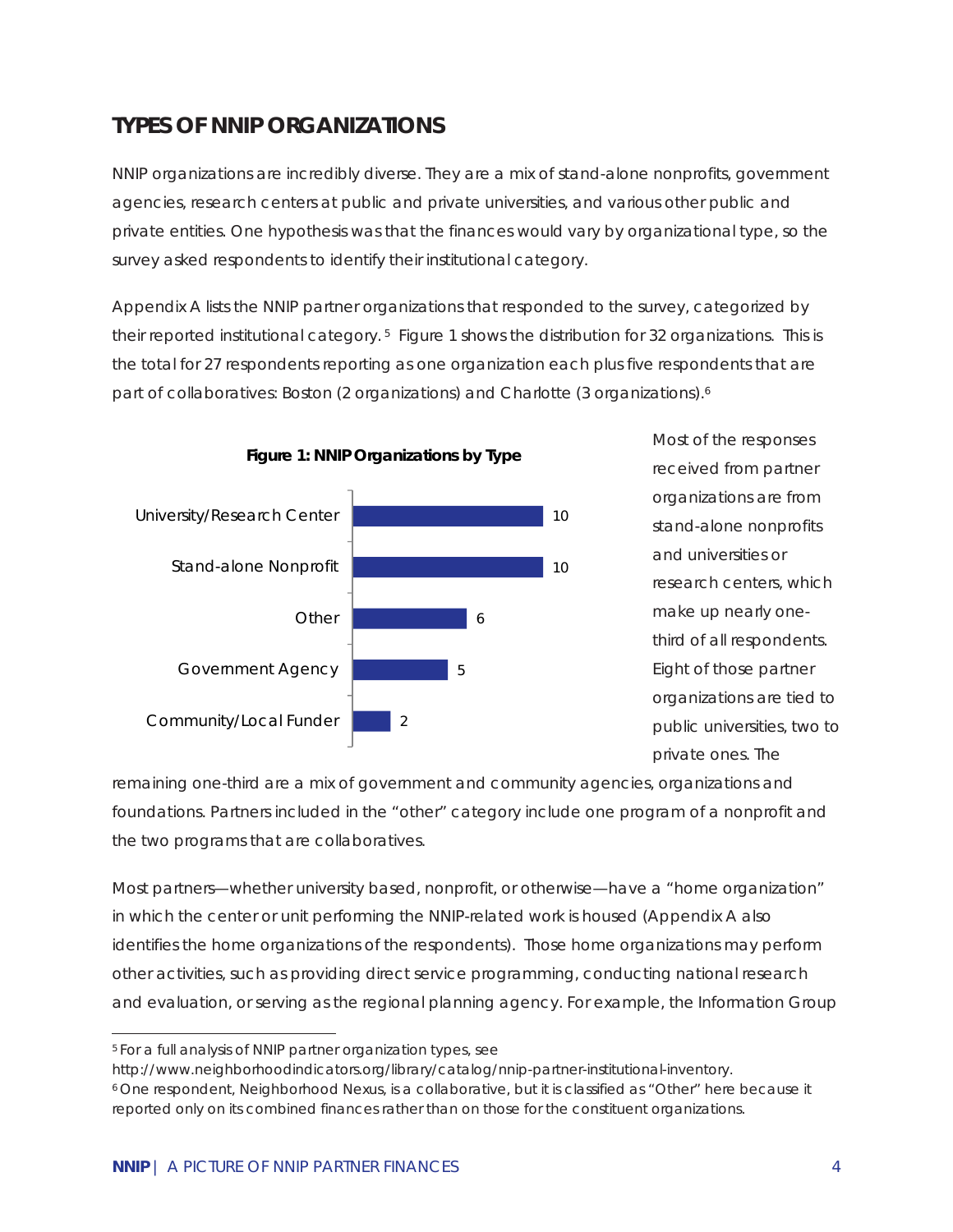## TYPES OF NNIP ORGANIZATIONS

NNIP organizations are incredibly diverse. They are a mix of stand-alone nonprofits, government agencies, research centers at public and private universities, and various other public and private entities. One hypothesis was that the finances would vary by organizational type, so the survey asked respondents to identify their institutional category.

Appendix A lists the NNIP partner organizations that responded to the survey, categorized by their reported institutional category.[5] Figure 1 shows the distribution for 32 organizations. This is the total for 27 respondents reporting as one organization each plus five respondents that are part of collaboratives: Boston (2 organizations) and Charlotte (3 organizations).[6]

**Figure 1: NNIP Organizations by Type**

| Type | Count |
|---|---|
| University/Research Center | 10 |
| Stand-alone Nonprofit | 10 |
| Other | 6 |
| Government Agency | 5 |
| Community/Local Funder | 2 |

Most of the responses received from partner organizations are from stand-alone nonprofits and universities or research centers, which make up nearly one-third of all respondents. Eight of those partner organizations are tied to public universities, two to private ones. The remaining one-third are a mix of government and community agencies, organizations and foundations. Partners included in the "other" category include one program of a nonprofit and the two programs that are collaboratives.

Most partners—whether university based, nonprofit, or otherwise—have a "home organization" in which the center or unit performing the NNIP-related work is housed (Appendix A also identifies the home organizations of the respondents). Those home organizations may perform other activities, such as providing direct service programming, conducting national research and evaluation, or serving as the regional planning agency. For example, the Information Group

---

[5] For a full analysis of NNIP partner organization types, see http://www.neighborhoodindicators.org/library/catalog/nnip-partner-institutional-inventory.

[6] One respondent, Neighborhood Nexus, is a collaborative, but it is classified as "Other" here because it reported only on its combined finances rather than on those for the constituent organizations.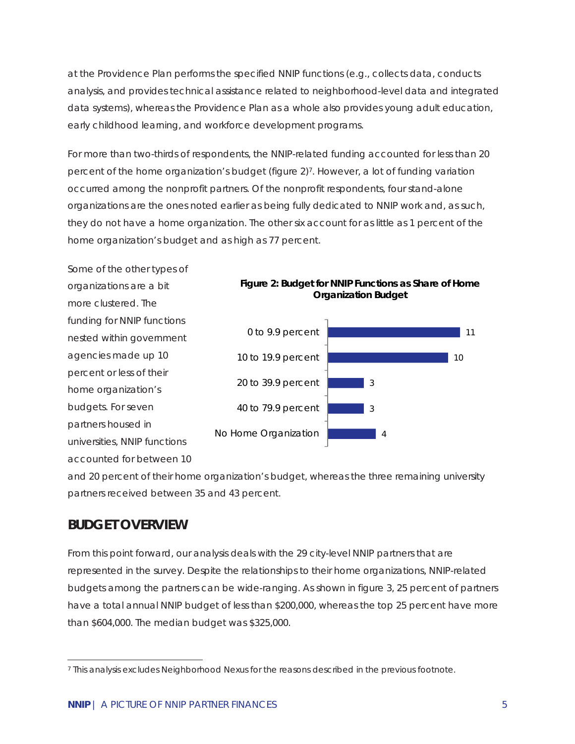at the Providence Plan performs the specified NNIP functions (e.g., collects data, conducts analysis, and provides technical assistance related to neighborhood-level data and integrated data systems), whereas the Providence Plan as a whole also provides young adult education, early childhood learning, and workforce development programs.

For more than two-thirds of respondents, the NNIP-related funding accounted for less than 20 percent of the home organization's budget (figure 2)[7]. However, a lot of funding variation occurred among the nonprofit partners. Of the nonprofit respondents, four stand-alone organizations are the ones noted earlier as being fully dedicated to NNIP work and, as such, they do not have a home organization. The other six account for as little as 1 percent of the home organization's budget and as high as 77 percent.

Some of the other types of organizations are a bit more clustered. The funding for NNIP functions nested within government agencies made up 10 percent or less of their home organization's budgets. For seven partners housed in universities, NNIP functions accounted for between 10 and 20 percent of their home organization's budget, whereas the three remaining university partners received between 35 and 43 percent.

**Figure 2: Budget for NNIP Functions as Share of Home Organization Budget**

| Share of Home Organization Budget | Number |
|---|---|
| 0 to 9.9 percent | 11 |
| 10 to 19.9 percent | 10 |
| 20 to 39.9 percent | 3 |
| 40 to 79.9 percent | 3 |
| No Home Organization | 4 |

## BUDGET OVERVIEW

From this point forward, our analysis deals with the 29 city-level NNIP partners that are represented in the survey. Despite the relationships to their home organizations, NNIP-related budgets among the partners can be wide-ranging. As shown in figure 3, 25 percent of partners have a total annual NNIP budget of less than $200,000, whereas the top 25 percent have more than $604,000. The median budget was $325,000.

[7] This analysis excludes Neighborhood Nexus for the reasons described in the previous footnote.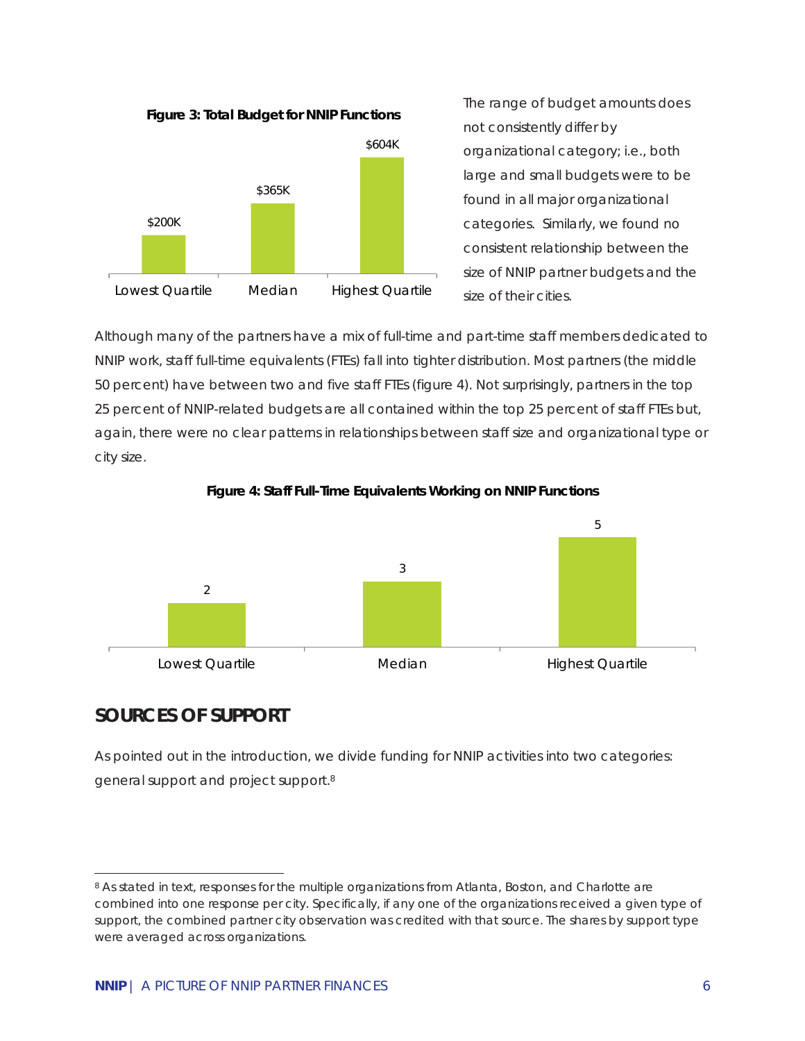**Figure 3: Total Budget for NNIP Functions**

| Lowest Quartile | Median | Highest Quartile |
|---|---|---|
| $200K | $365K | $604K |

The range of budget amounts does not consistently differ by organizational category; i.e., both large and small budgets were to be found in all major organizational categories. Similarly, we found no consistent relationship between the size of NNIP partner budgets and the size of their cities.

Although many of the partners have a mix of full-time and part-time staff members dedicated to NNIP work, staff full-time equivalents (FTEs) fall into tighter distribution. Most partners (the middle 50 percent) have between two and five staff FTEs (figure 4). Not surprisingly, partners in the top 25 percent of NNIP-related budgets are all contained within the top 25 percent of staff FTEs but, again, there were no clear patterns in relationships between staff size and organizational type or city size.

**Figure 4: Staff Full-Time Equivalents Working on NNIP Functions**

| Lowest Quartile | Median | Highest Quartile |
|---|---|---|
| 2 | 3 | 5 |

## SOURCES OF SUPPORT

As pointed out in the introduction, we divide funding for NNIP activities into two categories: general support and project support.[8]

[8] As stated in text, responses for the multiple organizations from Atlanta, Boston, and Charlotte are combined into one response per city. Specifically, if any one of the organizations received a given type of support, the combined partner city observation was credited with that source. The shares by support type were averaged across organizations.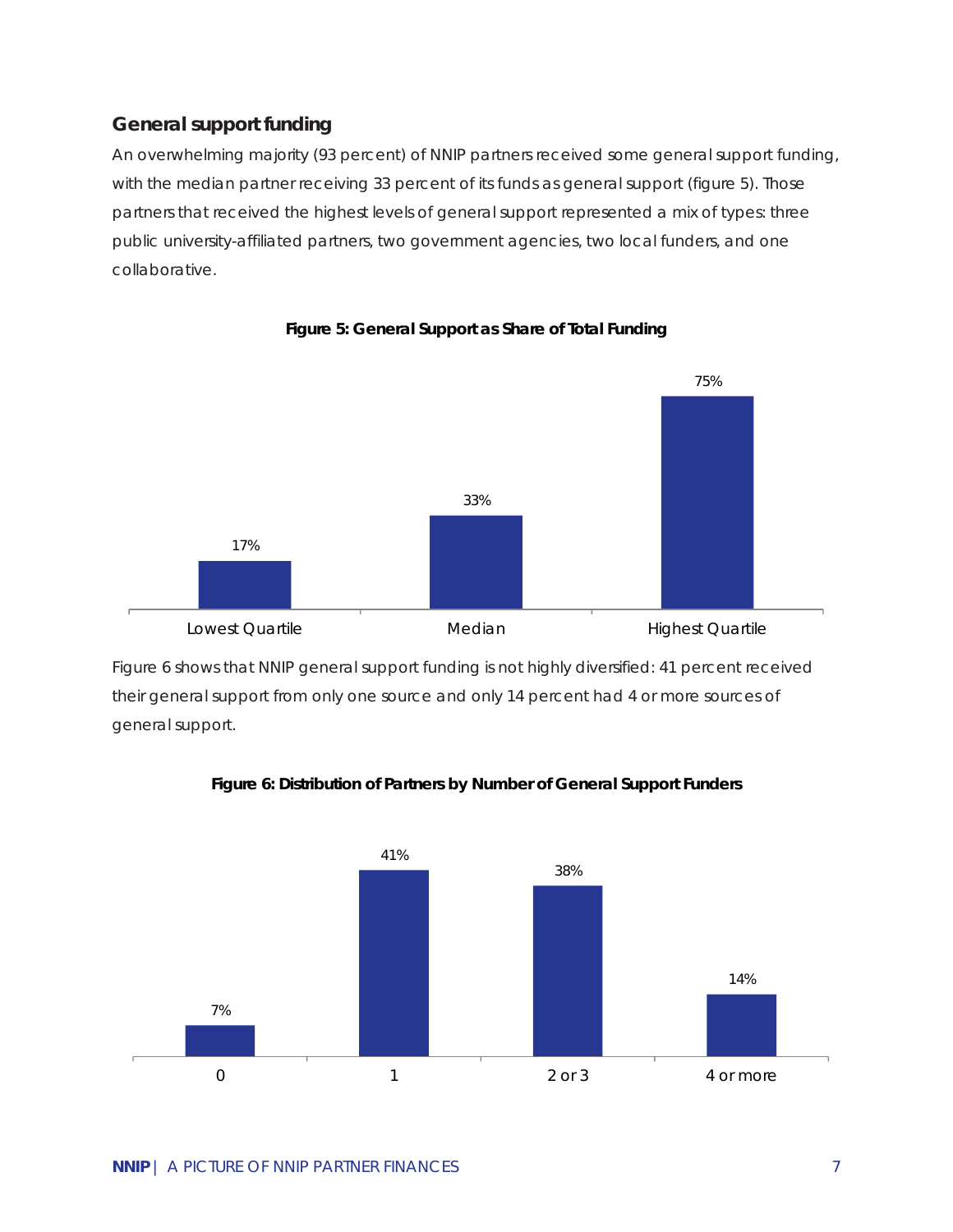## General support funding

An overwhelming majority (93 percent) of NNIP partners received some general support funding, with the median partner receiving 33 percent of its funds as general support (figure 5). Those partners that received the highest levels of general support represented a mix of types: three public university-affiliated partners, two government agencies, two local funders, and one collaborative.

**Figure 5: General Support as Share of Total Funding**

| Lowest Quartile | Median | Highest Quartile |
| --- | --- | --- |
| 17% | 33% | 75% |

Figure 6 shows that NNIP general support funding is not highly diversified: 41 percent received their general support from only one source and only 14 percent had 4 or more sources of general support.

**Figure 6: Distribution of Partners by Number of General Support Funders**

| 0 | 1 | 2 or 3 | 4 or more |
| --- | --- | --- | --- |
| 7% | 41% | 38% | 14% |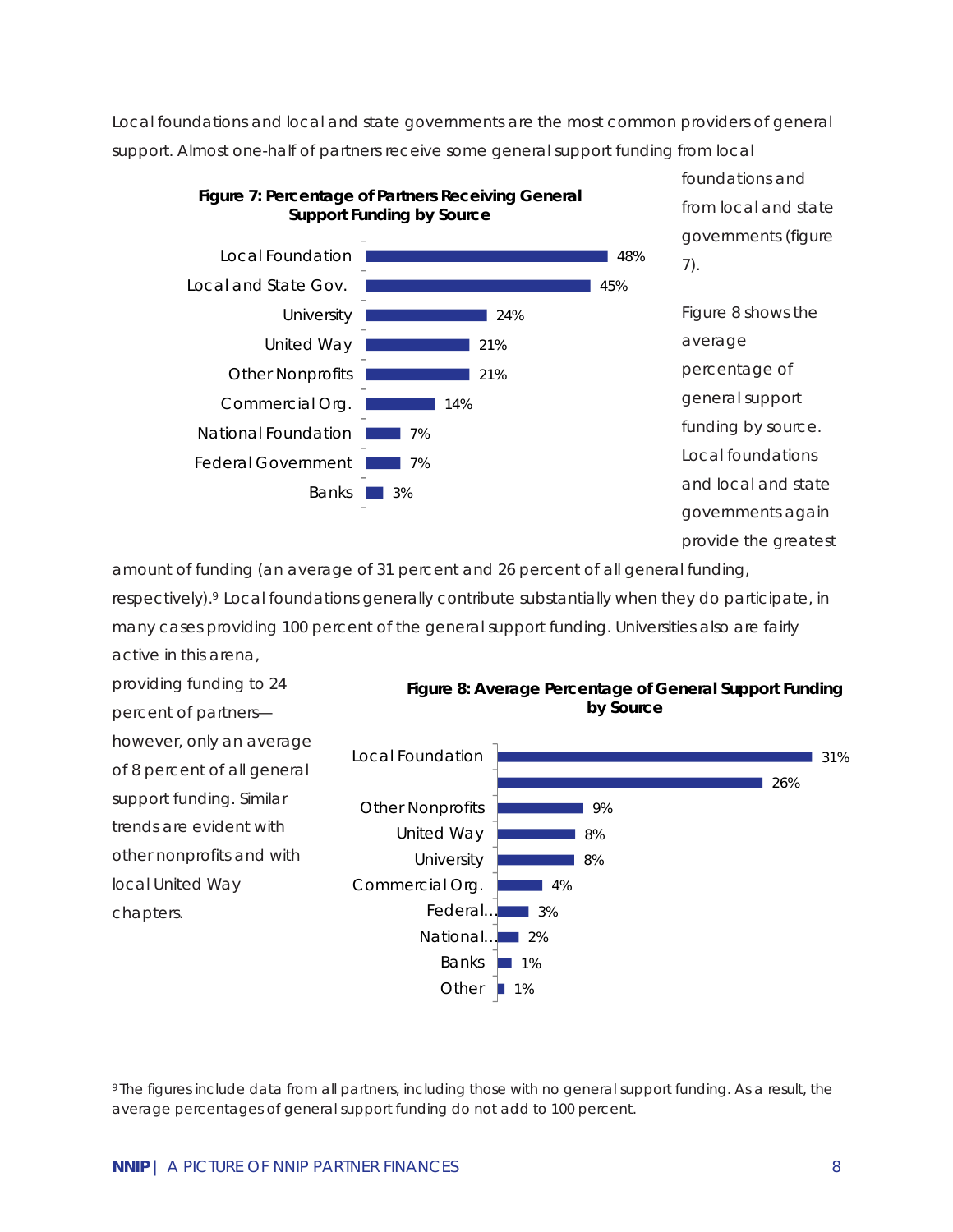Local foundations and local and state governments are the most common providers of general support. Almost one-half of partners receive some general support funding from local foundations and from local and state governments (figure 7).

**Figure 7: Percentage of Partners Receiving General Support Funding by Source**

| Source | Percentage |
| --- | --- |
| Local Foundation | 48% |
| Local and State Gov. | 45% |
| University | 24% |
| United Way | 21% |
| Other Nonprofits | 21% |
| Commercial Org. | 14% |
| National Foundation | 7% |
| Federal Government | 7% |
| Banks | 3% |

Figure 8 shows the average percentage of general support funding by source. Local foundations and local and state governments again provide the greatest amount of funding (an average of 31 percent and 26 percent of all general funding, respectively).[9] Local foundations generally contribute substantially when they do participate, in many cases providing 100 percent of the general support funding. Universities also are fairly active in this arena, providing funding to 24 percent of partners—however, only an average of 8 percent of all general support funding. Similar trends are evident with other nonprofits and with local United Way chapters.

**Figure 8: Average Percentage of General Support Funding by Source**

| Source | Percentage |
| --- | --- |
| Local Foundation | 31% |
| | 26% |
| Other Nonprofits | 9% |
| United Way | 8% |
| University | 8% |
| Commercial Org. | 4% |
| Federal... | 3% |
| National... | 2% |
| Banks | 1% |
| Other | 1% |

[9] The figures include data from all partners, including those with no general support funding. As a result, the average percentages of general support funding do not add to 100 percent.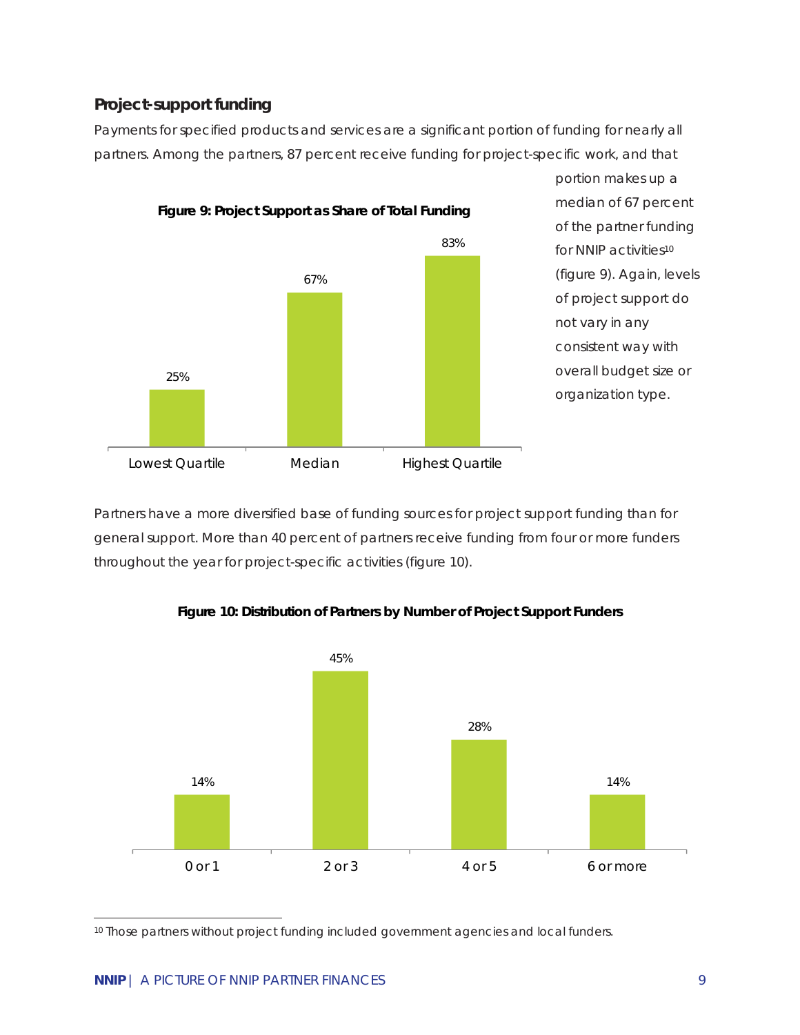### Project-support funding

Payments for specified products and services are a significant portion of funding for nearly all partners. Among the partners, 87 percent receive funding for project-specific work, and that portion makes up a median of 67 percent of the partner funding for NNIP activities[10] (figure 9). Again, levels of project support do not vary in any consistent way with overall budget size or organization type.

**Figure 9: Project Support as Share of Total Funding**

| Lowest Quartile | Median | Highest Quartile |
| --- | --- | --- |
| 25% | 67% | 83% |

Partners have a more diversified base of funding sources for project support funding than for general support. More than 40 percent of partners receive funding from four or more funders throughout the year for project-specific activities (figure 10).

**Figure 10: Distribution of Partners by Number of Project Support Funders**

| 0 or 1 | 2 or 3 | 4 or 5 | 6 or more |
| --- | --- | --- | --- |
| 14% | 45% | 28% | 14% |

[10] Those partners without project funding included government agencies and local funders.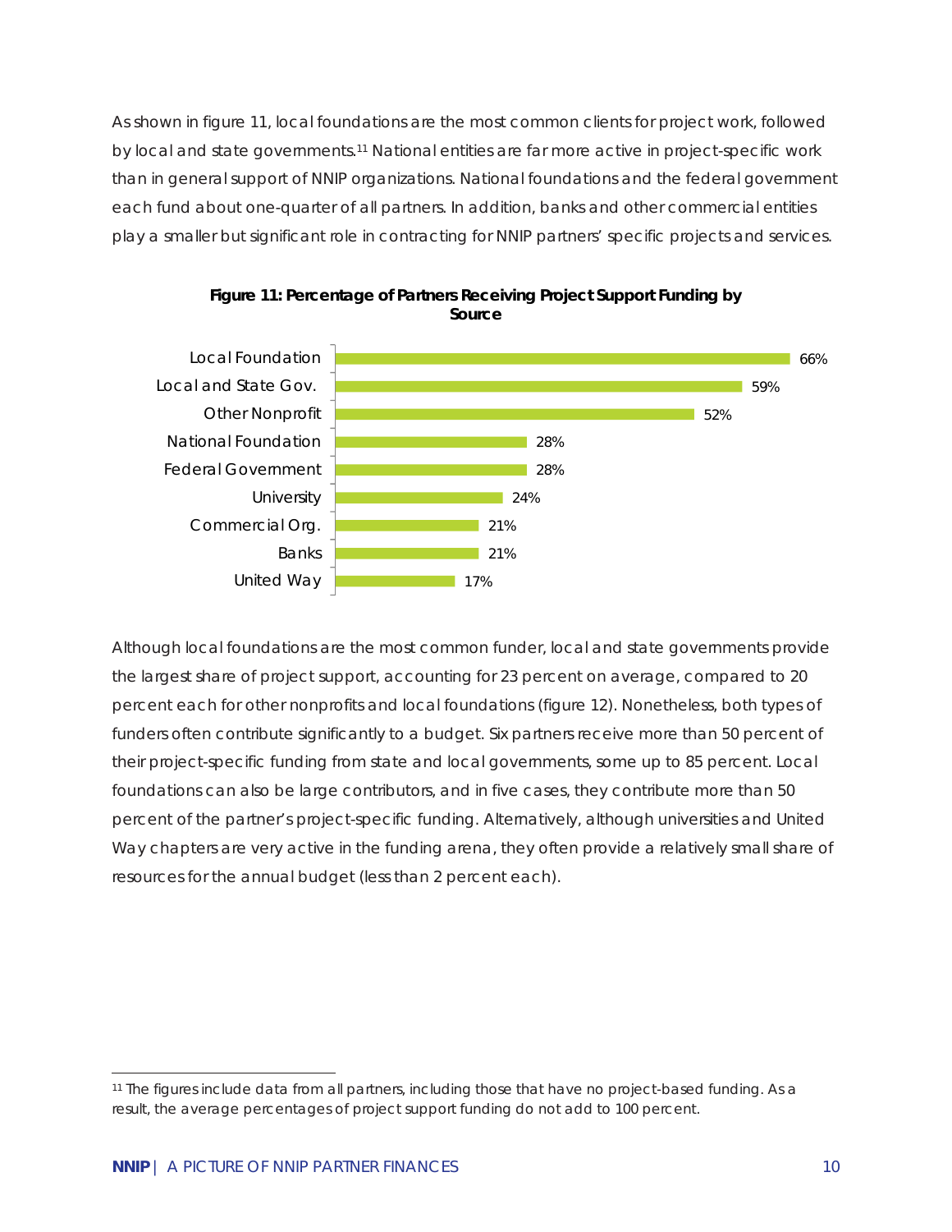As shown in figure 11, local foundations are the most common clients for project work, followed by local and state governments.[11] National entities are far more active in project-specific work than in general support of NNIP organizations. National foundations and the federal government each fund about one-quarter of all partners. In addition, banks and other commercial entities play a smaller but significant role in contracting for NNIP partners' specific projects and services.

**Figure 11: Percentage of Partners Receiving Project Support Funding by Source**

| Source | Percentage |
|---|---|
| Local Foundation | 66% |
| Local and State Gov. | 59% |
| Other Nonprofit | 52% |
| National Foundation | 28% |
| Federal Government | 28% |
| University | 24% |
| Commercial Org. | 21% |
| Banks | 21% |
| United Way | 17% |

Although local foundations are the most common funder, local and state governments provide the largest share of project support, accounting for 23 percent on average, compared to 20 percent each for other nonprofits and local foundations (figure 12). Nonetheless, both types of funders often contribute significantly to a budget. Six partners receive more than 50 percent of their project-specific funding from state and local governments, some up to 85 percent. Local foundations can also be large contributors, and in five cases, they contribute more than 50 percent of the partner's project-specific funding. Alternatively, although universities and United Way chapters are very active in the funding arena, they often provide a relatively small share of resources for the annual budget (less than 2 percent each).

[11] The figures include data from all partners, including those that have no project-based funding. As a result, the average percentages of project support funding do not add to 100 percent.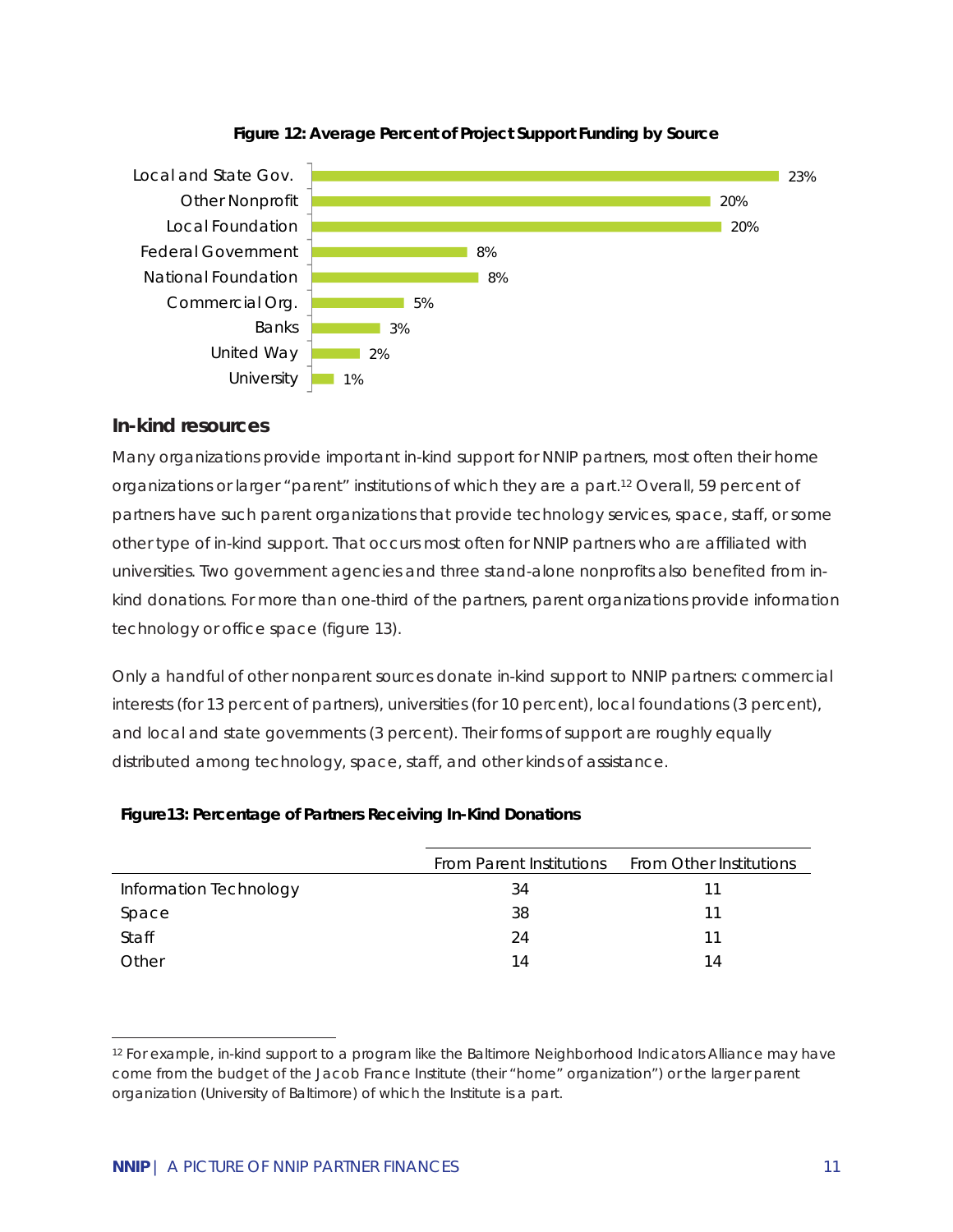**Figure 12: Average Percent of Project Support Funding by Source**

| Source | Percent |
|---|---|
| Local and State Gov. | 23% |
| Other Nonprofit | 20% |
| Local Foundation | 20% |
| Federal Government | 8% |
| National Foundation | 8% |
| Commercial Org. | 5% |
| Banks | 3% |
| United Way | 2% |
| University | 1% |

## In-kind resources

Many organizations provide important in-kind support for NNIP partners, most often their home organizations or larger "parent" institutions of which they are a part.[12] Overall, 59 percent of partners have such parent organizations that provide technology services, space, staff, or some other type of in-kind support. That occurs most often for NNIP partners who are affiliated with universities. Two government agencies and three stand-alone nonprofits also benefited from in-kind donations. For more than one-third of the partners, parent organizations provide information technology or office space (figure 13).

Only a handful of other nonparent sources donate in-kind support to NNIP partners: commercial interests (for 13 percent of partners), universities (for 10 percent), local foundations (3 percent), and local and state governments (3 percent). Their forms of support are roughly equally distributed among technology, space, staff, and other kinds of assistance.

**Figure13: Percentage of Partners Receiving In-Kind Donations**

| | From Parent Institutions | From Other Institutions |
|---|---|---|
| Information Technology | 34 | 11 |
| Space | 38 | 11 |
| Staff | 24 | 11 |
| Other | 14 | 14 |

[12] For example, in-kind support to a program like the Baltimore Neighborhood Indicators Alliance may have come from the budget of the Jacob France Institute (their "home" organization") or the larger parent organization (University of Baltimore) of which the Institute is a part.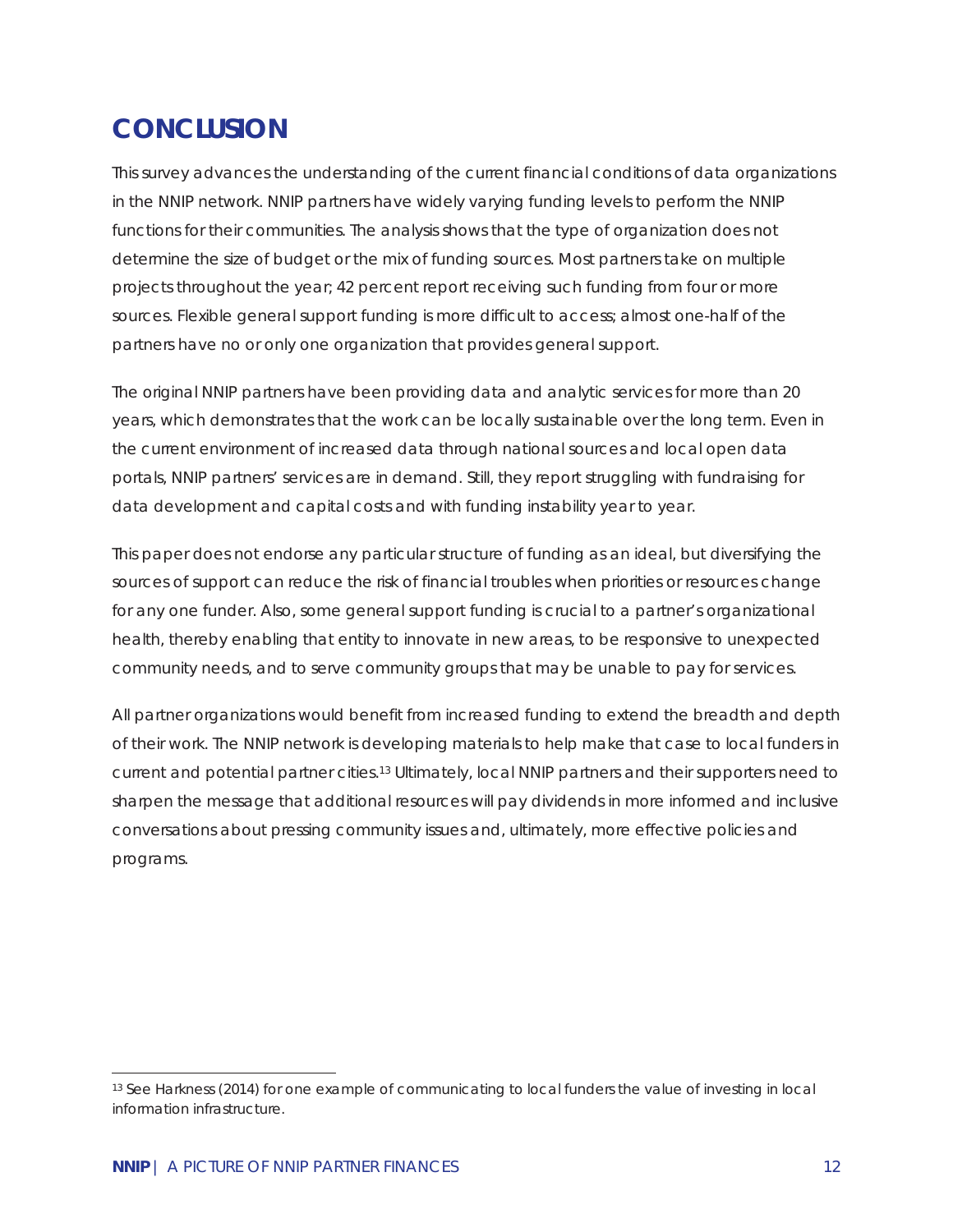# CONCLUSION

This survey advances the understanding of the current financial conditions of data organizations in the NNIP network. NNIP partners have widely varying funding levels to perform the NNIP functions for their communities. The analysis shows that the type of organization does not determine the size of budget or the mix of funding sources. Most partners take on multiple projects throughout the year; 42 percent report receiving such funding from four or more sources. Flexible general support funding is more difficult to access; almost one-half of the partners have no or only one organization that provides general support.

The original NNIP partners have been providing data and analytic services for more than 20 years, which demonstrates that the work can be locally sustainable over the long term. Even in the current environment of increased data through national sources and local open data portals, NNIP partners' services are in demand. Still, they report struggling with fundraising for data development and capital costs and with funding instability year to year.

This paper does not endorse any particular structure of funding as an ideal, but diversifying the sources of support can reduce the risk of financial troubles when priorities or resources change for any one funder. Also, some general support funding is crucial to a partner's organizational health, thereby enabling that entity to innovate in new areas, to be responsive to unexpected community needs, and to serve community groups that may be unable to pay for services.

All partner organizations would benefit from increased funding to extend the breadth and depth of their work. The NNIP network is developing materials to help make that case to local funders in current and potential partner cities.[13] Ultimately, local NNIP partners and their supporters need to sharpen the message that additional resources will pay dividends in more informed and inclusive conversations about pressing community issues and, ultimately, more effective policies and programs.

[13] See Harkness (2014) for one example of communicating to local funders the value of investing in local information infrastructure.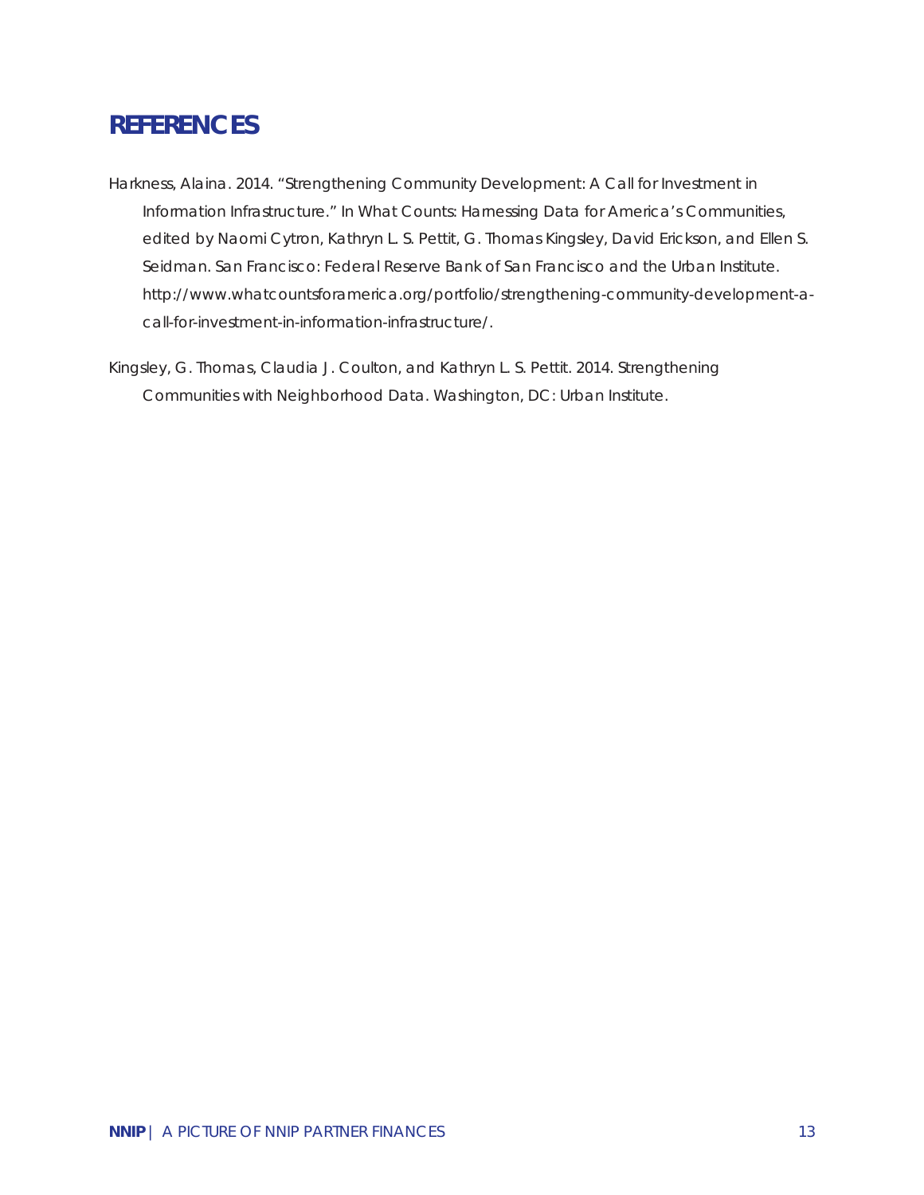# REFERENCES

Harkness, Alaina. 2014. "Strengthening Community Development: A Call for Investment in Information Infrastructure." In What Counts: Harnessing Data for America's Communities, edited by Naomi Cytron, Kathryn L. S. Pettit, G. Thomas Kingsley, David Erickson, and Ellen S. Seidman. San Francisco: Federal Reserve Bank of San Francisco and the Urban Institute. http://www.whatcountsforamerica.org/portfolio/strengthening-community-development-a-call-for-investment-in-information-infrastructure/.

Kingsley, G. Thomas, Claudia J. Coulton, and Kathryn L. S. Pettit. 2014. Strengthening Communities with Neighborhood Data. Washington, DC: Urban Institute.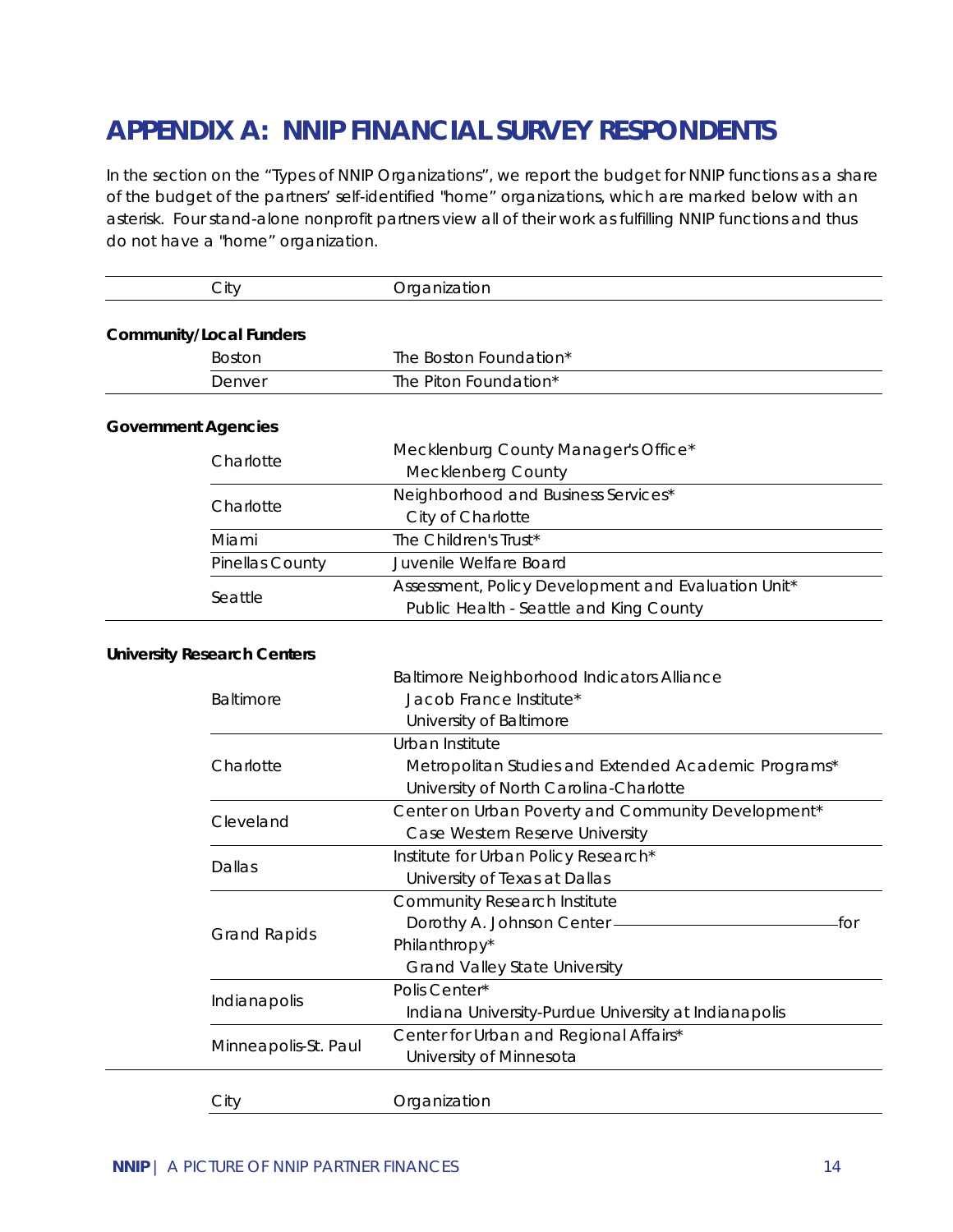# APPENDIX A: NNIP FINANCIAL SURVEY RESPONDENTS

In the section on the "Types of NNIP Organizations", we report the budget for NNIP functions as a share of the budget of the partners' self-identified "home" organizations, which are marked below with an asterisk. Four stand-alone nonprofit partners view all of their work as fulfilling NNIP functions and thus do not have a "home" organization.

| | City | Organization |
|---|---|---|
| **Community/Local Funders** | | |
| | Boston | The Boston Foundation* |
| | Denver | The Piton Foundation* |
| **Government Agencies** | | |
| | Charlotte | Mecklenburg County Manager's Office*<br>Mecklenberg County |
| | Charlotte | Neighborhood and Business Services*<br>City of Charlotte |
| | Miami | The Children's Trust* |
| | Pinellas County | Juvenile Welfare Board |
| | Seattle | Assessment, Policy Development and Evaluation Unit*<br>Public Health - Seattle and King County |
| **University Research Centers** | | |
| | Baltimore | Baltimore Neighborhood Indicators Alliance<br>Jacob France Institute*<br>University of Baltimore |
| | Charlotte | Urban Institute<br>Metropolitan Studies and Extended Academic Programs*<br>University of North Carolina-Charlotte |
| | Cleveland | Center on Urban Poverty and Community Development*<br>Case Western Reserve University |
| | Dallas | Institute for Urban Policy Research*<br>University of Texas at Dallas |
| | Grand Rapids | Community Research Institute<br>Dorothy A. Johnson Center for Philanthropy*<br>Grand Valley State University |
| | Indianapolis | Polis Center*<br>Indiana University-Purdue University at Indianapolis |
| | Minneapolis-St. Paul | Center for Urban and Regional Affairs*<br>University of Minnesota |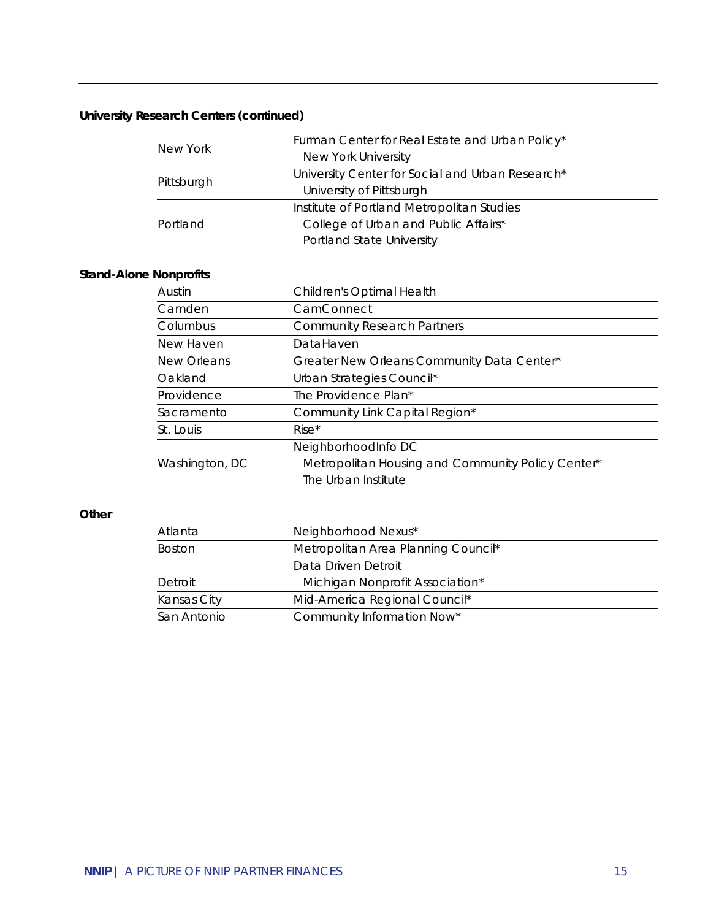**University Research Centers (continued)**

| | |
|---|---|
| New York | Furman Center for Real Estate and Urban Policy* <br> New York University |
| Pittsburgh | University Center for Social and Urban Research* <br> University of Pittsburgh |
| Portland | Institute of Portland Metropolitan Studies <br> College of Urban and Public Affairs* <br> Portland State University |

**Stand-Alone Nonprofits**

| | |
|---|---|
| Austin | Children's Optimal Health |
| Camden | CamConnect |
| Columbus | Community Research Partners |
| New Haven | DataHaven |
| New Orleans | Greater New Orleans Community Data Center* |
| Oakland | Urban Strategies Council* |
| Providence | The Providence Plan* |
| Sacramento | Community Link Capital Region* |
| St. Louis | Rise* |
| Washington, DC | NeighborhoodInfo DC <br> Metropolitan Housing and Community Policy Center* <br> The Urban Institute |

**Other**

| | |
|---|---|
| Atlanta | Neighborhood Nexus* |
| Boston | Metropolitan Area Planning Council* |
| Detroit | Data Driven Detroit <br> Michigan Nonprofit Association* |
| Kansas City | Mid-America Regional Council* |
| San Antonio | Community Information Now* |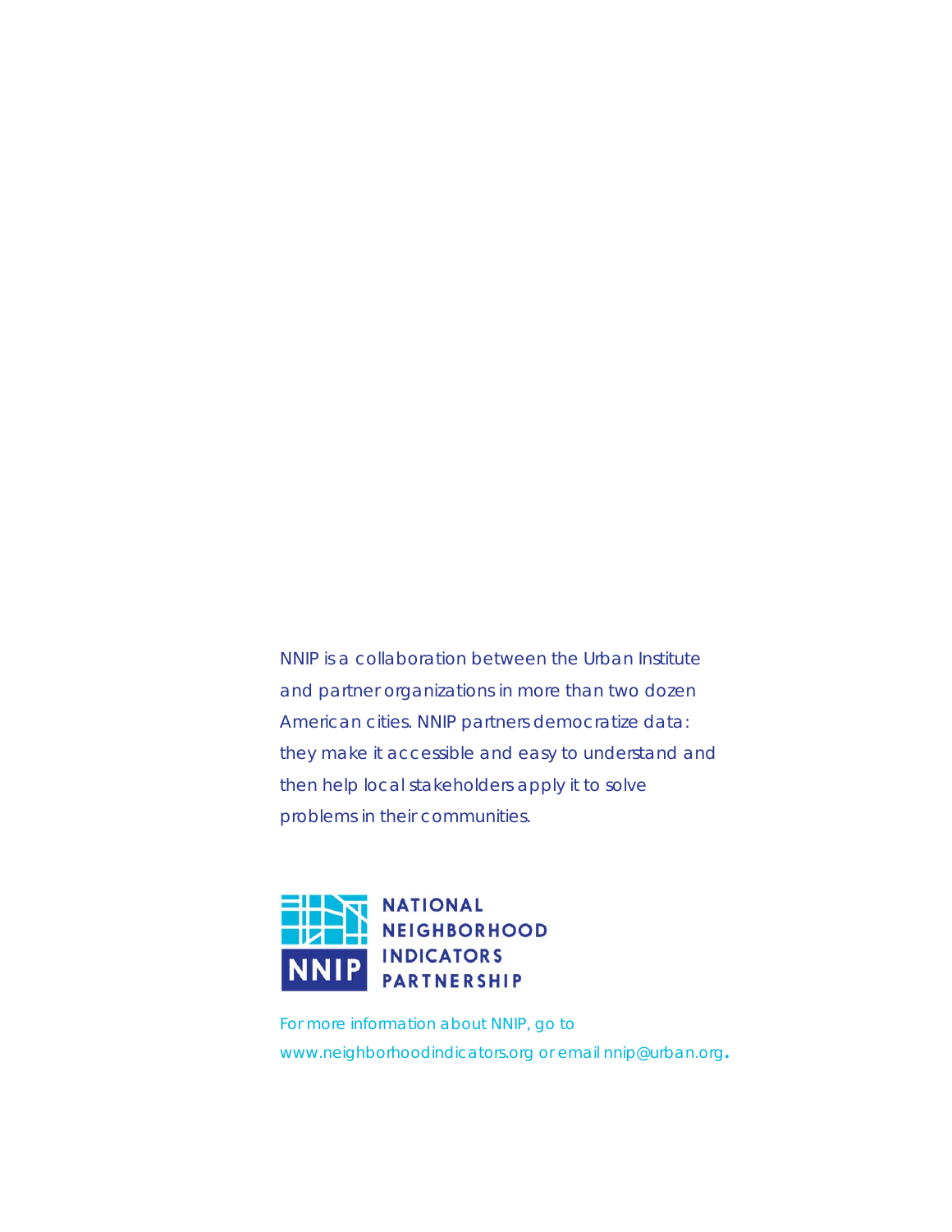NNIP is a collaboration between the Urban Institute and partner organizations in more than two dozen American cities. NNIP partners democratize data: they make it accessible and easy to understand and then help local stakeholders apply it to solve problems in their communities.

NNIP
NATIONAL NEIGHBORHOOD INDICATORS PARTNERSHIP

For more information about NNIP, go to www.neighborhoodindicators.org or email nnip@urban.org.